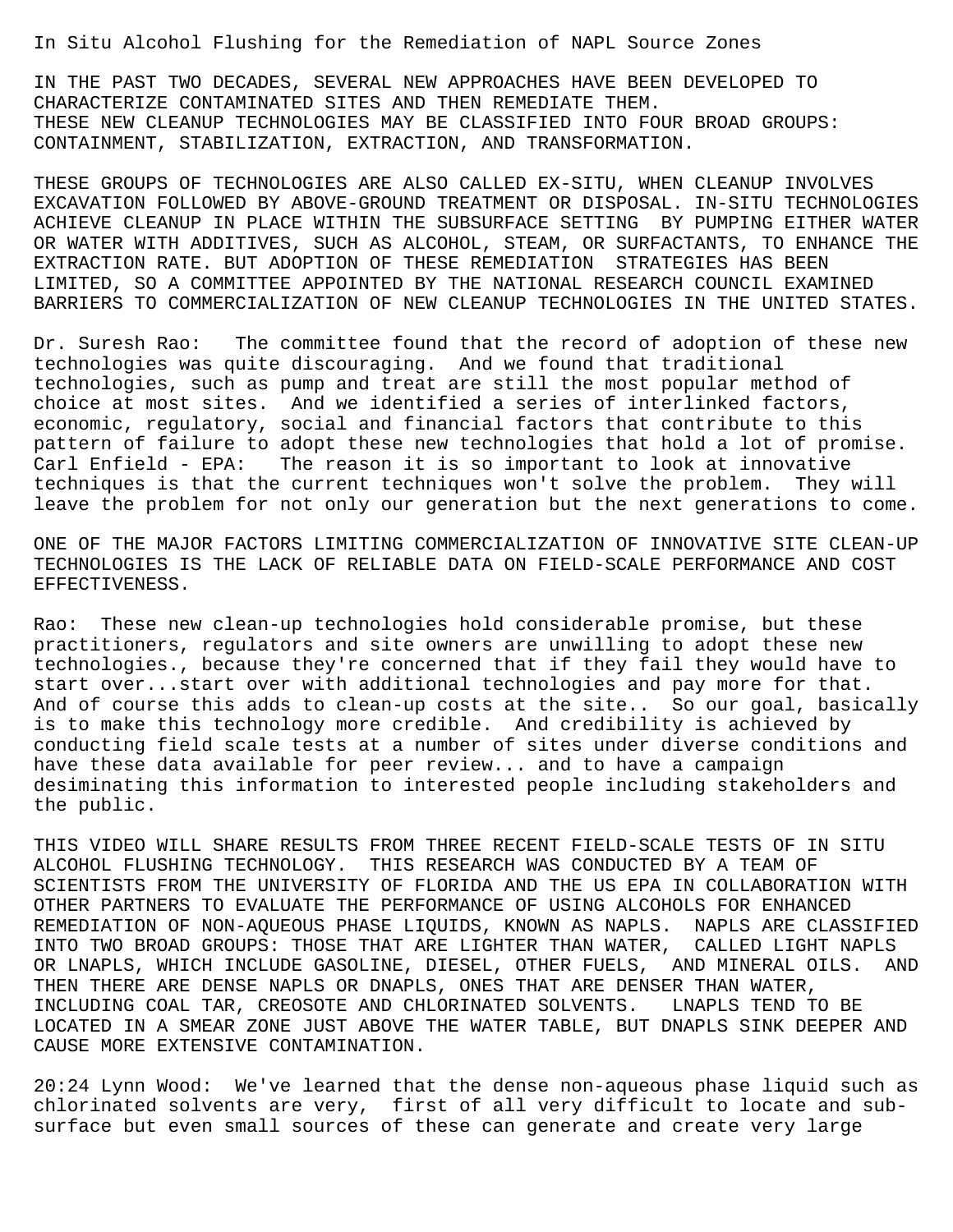# In Situ Alcohol Flushing for the Remediation of NAPL Source Zones

IN THE PAST TWO DECADES, SEVERAL NEW APPROACHES HAVE BEEN DEVELOPED TO CHARACTERIZE CONTAMINATED SITES AND THEN REMEDIATE THEM. THESE NEW CLEANUP TECHNOLOGIES MAY BE CLASSIFIED INTO FOUR BROAD GROUPS: CONTAINMENT, STABILIZATION, EXTRACTION, AND TRANSFORMATION.

THESE GROUPS OF TECHNOLOGIES ARE ALSO CALLED EX-SITU, WHEN CLEANUP INVOLVES EXCAVATION FOLLOWED BY ABOVE-GROUND TREATMENT OR DISPOSAL. IN-SITU TECHNOLOGIES ACHIEVE CLEANUP IN PLACE WITHIN THE SUBSURFACE SETTING BY PUMPING EITHER WATER OR WATER WITH ADDITIVES, SUCH AS ALCOHOL, STEAM, OR SURFACTANTS, TO ENHANCE THE EXTRACTION RATE. BUT ADOPTION OF THESE REMEDIATION STRATEGIES HAS BEEN LIMITED, SO A COMMITTEE APPOINTED BY THE NATIONAL RESEARCH COUNCIL EXAMINED BARRIERS TO COMMERCIALIZATION OF NEW CLEANUP TECHNOLOGIES IN THE UNITED STATES.

Dr. Suresh Rao: The committee found that the record of adoption of these new technologies was quite discouraging. And we found that traditional technologies, such as pump and treat are still the most popular method of choice at most sites. And we identified a series of interlinked factors, economic, regulatory, social and financial factors that contribute to this pattern of failure to adopt these new technologies that hold a lot of promise.
Carl Enfield - EPA: The reason it is so important to look at innovative techniques is that the current techniques won't solve the problem. They will leave the problem for not only our generation but the next generations to come.

ONE OF THE MAJOR FACTORS LIMITING COMMERCIALIZATION OF INNOVATIVE SITE CLEAN-UP TECHNOLOGIES IS THE LACK OF RELIABLE DATA ON FIELD-SCALE PERFORMANCE AND COST EFFECTIVENESS.

Rao: These new clean-up technologies hold considerable promise, but these practitioners, regulators and site owners are unwilling to adopt these new technologies., because they're concerned that if they fail they would have to start over...start over with additional technologies and pay more for that. And of course this adds to clean-up costs at the site.. So our goal, basically is to make this technology more credible. And credibility is achieved by conducting field scale tests at a number of sites under diverse conditions and have these data available for peer review... and to have a campaign desiminating this information to interested people including stakeholders and the public.

THIS VIDEO WILL SHARE RESULTS FROM THREE RECENT FIELD-SCALE TESTS OF IN SITU ALCOHOL FLUSHING TECHNOLOGY. THIS RESEARCH WAS CONDUCTED BY A TEAM OF SCIENTISTS FROM THE UNIVERSITY OF FLORIDA AND THE US EPA IN COLLABORATION WITH OTHER PARTNERS TO EVALUATE THE PERFORMANCE OF USING ALCOHOLS FOR ENHANCED REMEDIATION OF NON-AQUEOUS PHASE LIQUIDS, KNOWN AS NAPLS. NAPLS ARE CLASSIFIED INTO TWO BROAD GROUPS: THOSE THAT ARE LIGHTER THAN WATER, CALLED LIGHT NAPLS OR LNAPLS, WHICH INCLUDE GASOLINE, DIESEL, OTHER FUELS, AND MINERAL OILS. AND THEN THERE ARE DENSE NAPLS OR DNAPLS, ONES THAT ARE DENSER THAN WATER, INCLUDING COAL TAR, CREOSOTE AND CHLORINATED SOLVENTS. LNAPLS TEND TO BE LOCATED IN A SMEAR ZONE JUST ABOVE THE WATER TABLE, BUT DNAPLS SINK DEEPER AND CAUSE MORE EXTENSIVE CONTAMINATION.

20:24 Lynn Wood: We've learned that the dense non-aqueous phase liquid such as chlorinated solvents are very, first of all very difficult to locate and sub-surface but even small sources of these can generate and create very large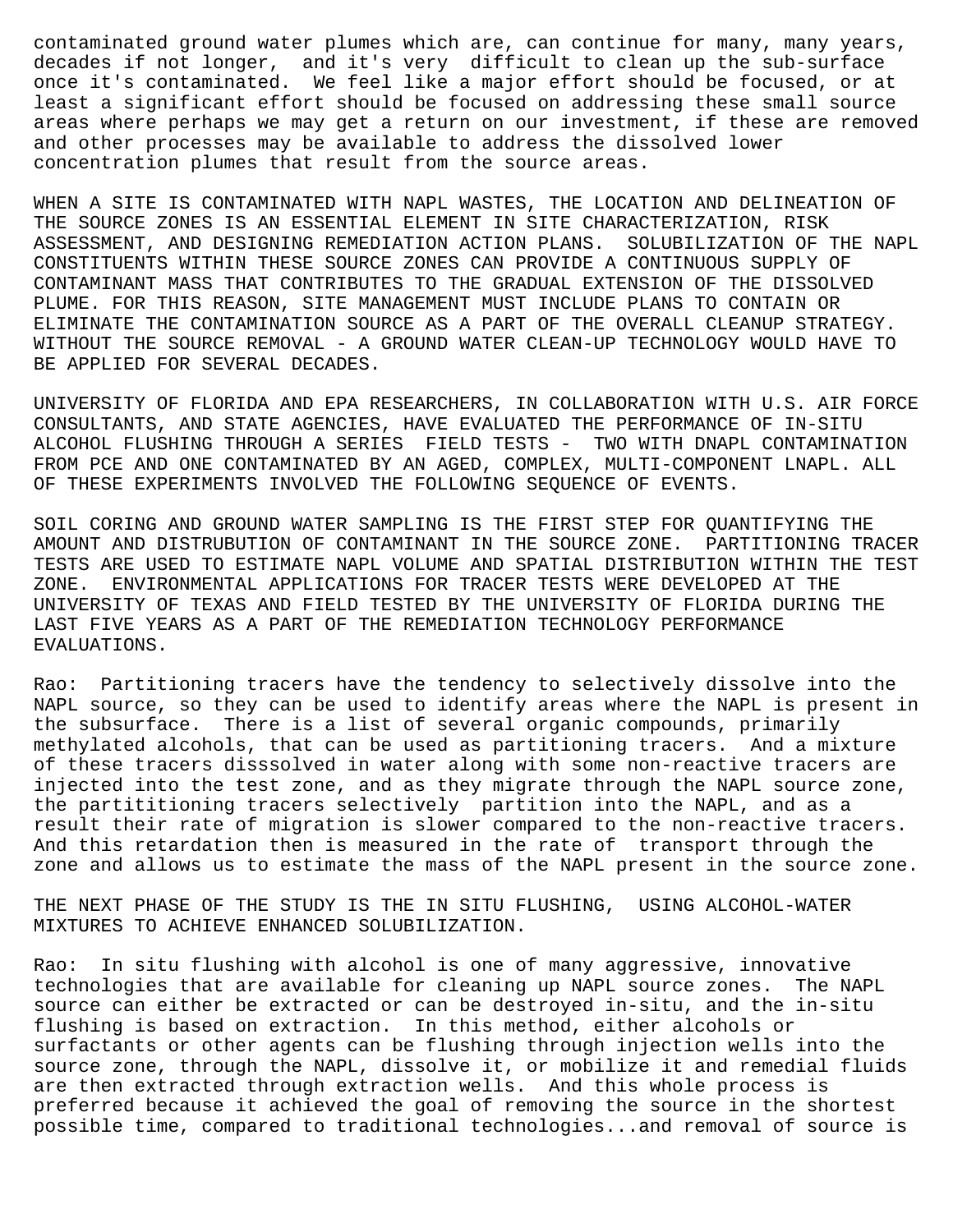contaminated ground water plumes which are, can continue for many, many years, decades if not longer, and it's very difficult to clean up the sub-surface once it's contaminated. We feel like a major effort should be focused, or at least a significant effort should be focused on addressing these small source areas where perhaps we may get a return on our investment, if these are removed and other processes may be available to address the dissolved lower concentration plumes that result from the source areas.

WHEN A SITE IS CONTAMINATED WITH NAPL WASTES, THE LOCATION AND DELINEATION OF THE SOURCE ZONES IS AN ESSENTIAL ELEMENT IN SITE CHARACTERIZATION, RISK ASSESSMENT, AND DESIGNING REMEDIATION ACTION PLANS. SOLUBILIZATION OF THE NAPL CONSTITUENTS WITHIN THESE SOURCE ZONES CAN PROVIDE A CONTINUOUS SUPPLY OF CONTAMINANT MASS THAT CONTRIBUTES TO THE GRADUAL EXTENSION OF THE DISSOLVED PLUME. FOR THIS REASON, SITE MANAGEMENT MUST INCLUDE PLANS TO CONTAIN OR ELIMINATE THE CONTAMINATION SOURCE AS A PART OF THE OVERALL CLEANUP STRATEGY. WITHOUT THE SOURCE REMOVAL - A GROUND WATER CLEAN-UP TECHNOLOGY WOULD HAVE TO BE APPLIED FOR SEVERAL DECADES.

UNIVERSITY OF FLORIDA AND EPA RESEARCHERS, IN COLLABORATION WITH U.S. AIR FORCE CONSULTANTS, AND STATE AGENCIES, HAVE EVALUATED THE PERFORMANCE OF IN-SITU ALCOHOL FLUSHING THROUGH A SERIES FIELD TESTS - TWO WITH DNAPL CONTAMINATION FROM PCE AND ONE CONTAMINATED BY AN AGED, COMPLEX, MULTI-COMPONENT LNAPL. ALL OF THESE EXPERIMENTS INVOLVED THE FOLLOWING SEQUENCE OF EVENTS.

SOIL CORING AND GROUND WATER SAMPLING IS THE FIRST STEP FOR QUANTIFYING THE AMOUNT AND DISTRUBUTION OF CONTAMINANT IN THE SOURCE ZONE. PARTITIONING TRACER TESTS ARE USED TO ESTIMATE NAPL VOLUME AND SPATIAL DISTRIBUTION WITHIN THE TEST ZONE. ENVIRONMENTAL APPLICATIONS FOR TRACER TESTS WERE DEVELOPED AT THE UNIVERSITY OF TEXAS AND FIELD TESTED BY THE UNIVERSITY OF FLORIDA DURING THE LAST FIVE YEARS AS A PART OF THE REMEDIATION TECHNOLOGY PERFORMANCE EVALUATIONS.

Rao: Partitioning tracers have the tendency to selectively dissolve into the NAPL source, so they can be used to identify areas where the NAPL is present in the subsurface. There is a list of several organic compounds, primarily methylated alcohols, that can be used as partitioning tracers. And a mixture of these tracers disssolved in water along with some non-reactive tracers are injected into the test zone, and as they migrate through the NAPL source zone, the partititioning tracers selectively partition into the NAPL, and as a result their rate of migration is slower compared to the non-reactive tracers. And this retardation then is measured in the rate of transport through the zone and allows us to estimate the mass of the NAPL present in the source zone.

THE NEXT PHASE OF THE STUDY IS THE IN SITU FLUSHING, USING ALCOHOL-WATER MIXTURES TO ACHIEVE ENHANCED SOLUBILIZATION.

Rao: In situ flushing with alcohol is one of many aggressive, innovative technologies that are available for cleaning up NAPL source zones. The NAPL source can either be extracted or can be destroyed in-situ, and the in-situ flushing is based on extraction. In this method, either alcohols or surfactants or other agents can be flushing through injection wells into the source zone, through the NAPL, dissolve it, or mobilize it and remedial fluids are then extracted through extraction wells. And this whole process is preferred because it achieved the goal of removing the source in the shortest possible time, compared to traditional technologies...and removal of source is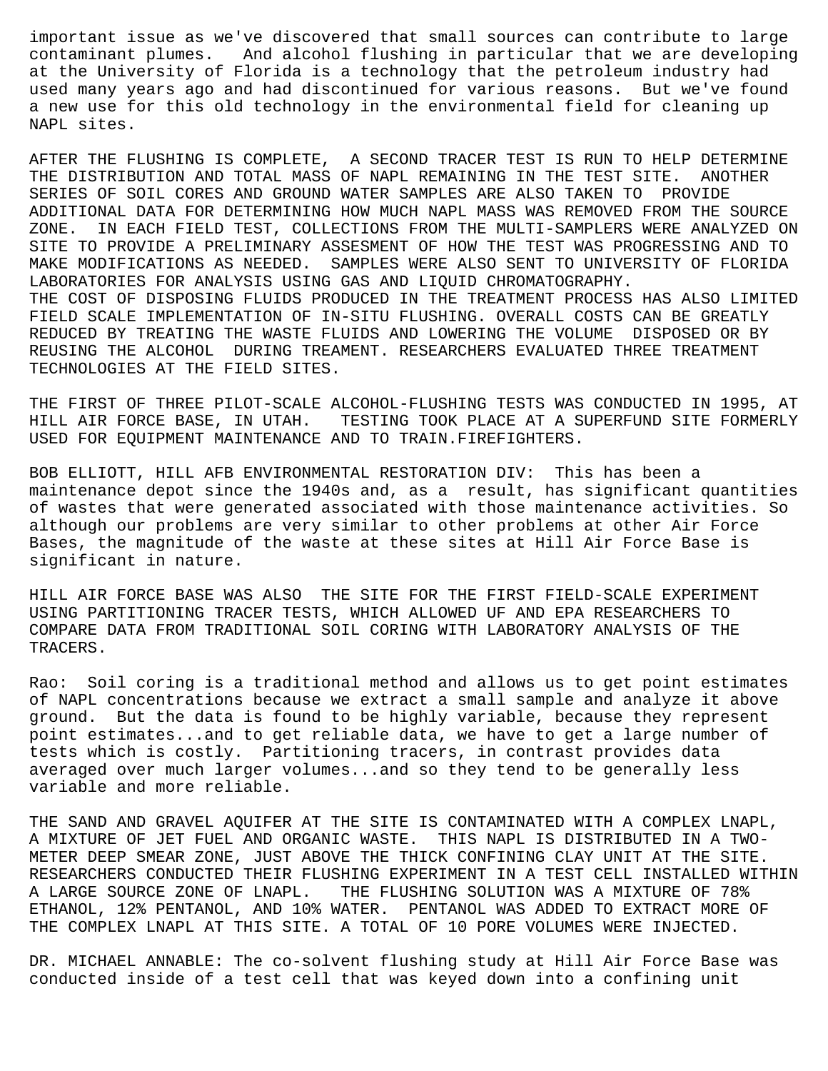important issue as we've discovered that small sources can contribute to large contaminant plumes. And alcohol flushing in particular that we are developing at the University of Florida is a technology that the petroleum industry had used many years ago and had discontinued for various reasons. But we've found a new use for this old technology in the environmental field for cleaning up NAPL sites.

AFTER THE FLUSHING IS COMPLETE, A SECOND TRACER TEST IS RUN TO HELP DETERMINE THE DISTRIBUTION AND TOTAL MASS OF NAPL REMAINING IN THE TEST SITE. ANOTHER SERIES OF SOIL CORES AND GROUND WATER SAMPLES ARE ALSO TAKEN TO PROVIDE ADDITIONAL DATA FOR DETERMINING HOW MUCH NAPL MASS WAS REMOVED FROM THE SOURCE ZONE. IN EACH FIELD TEST, COLLECTIONS FROM THE MULTI-SAMPLERS WERE ANALYZED ON SITE TO PROVIDE A PRELIMINARY ASSESMENT OF HOW THE TEST WAS PROGRESSING AND TO MAKE MODIFICATIONS AS NEEDED. SAMPLES WERE ALSO SENT TO UNIVERSITY OF FLORIDA LABORATORIES FOR ANALYSIS USING GAS AND LIQUID CHROMATOGRAPHY.
THE COST OF DISPOSING FLUIDS PRODUCED IN THE TREATMENT PROCESS HAS ALSO LIMITED FIELD SCALE IMPLEMENTATION OF IN-SITU FLUSHING. OVERALL COSTS CAN BE GREATLY REDUCED BY TREATING THE WASTE FLUIDS AND LOWERING THE VOLUME DISPOSED OR BY REUSING THE ALCOHOL DURING TREAMENT. RESEARCHERS EVALUATED THREE TREATMENT TECHNOLOGIES AT THE FIELD SITES.

THE FIRST OF THREE PILOT-SCALE ALCOHOL-FLUSHING TESTS WAS CONDUCTED IN 1995, AT HILL AIR FORCE BASE, IN UTAH. TESTING TOOK PLACE AT A SUPERFUND SITE FORMERLY USED FOR EQUIPMENT MAINTENANCE AND TO TRAIN.FIREFIGHTERS.

BOB ELLIOTT, HILL AFB ENVIRONMENTAL RESTORATION DIV: This has been a maintenance depot since the 1940s and, as a result, has significant quantities of wastes that were generated associated with those maintenance activities. So although our problems are very similar to other problems at other Air Force Bases, the magnitude of the waste at these sites at Hill Air Force Base is significant in nature.

HILL AIR FORCE BASE WAS ALSO THE SITE FOR THE FIRST FIELD-SCALE EXPERIMENT USING PARTITIONING TRACER TESTS, WHICH ALLOWED UF AND EPA RESEARCHERS TO COMPARE DATA FROM TRADITIONAL SOIL CORING WITH LABORATORY ANALYSIS OF THE TRACERS.

Rao: Soil coring is a traditional method and allows us to get point estimates of NAPL concentrations because we extract a small sample and analyze it above ground. But the data is found to be highly variable, because they represent point estimates...and to get reliable data, we have to get a large number of tests which is costly. Partitioning tracers, in contrast provides data averaged over much larger volumes...and so they tend to be generally less variable and more reliable.

THE SAND AND GRAVEL AQUIFER AT THE SITE IS CONTAMINATED WITH A COMPLEX LNAPL, A MIXTURE OF JET FUEL AND ORGANIC WASTE. THIS NAPL IS DISTRIBUTED IN A TWO-METER DEEP SMEAR ZONE, JUST ABOVE THE THICK CONFINING CLAY UNIT AT THE SITE. RESEARCHERS CONDUCTED THEIR FLUSHING EXPERIMENT IN A TEST CELL INSTALLED WITHIN A LARGE SOURCE ZONE OF LNAPL. THE FLUSHING SOLUTION WAS A MIXTURE OF 78% ETHANOL, 12% PENTANOL, AND 10% WATER. PENTANOL WAS ADDED TO EXTRACT MORE OF THE COMPLEX LNAPL AT THIS SITE. A TOTAL OF 10 PORE VOLUMES WERE INJECTED.

DR. MICHAEL ANNABLE: The co-solvent flushing study at Hill Air Force Base was conducted inside of a test cell that was keyed down into a confining unit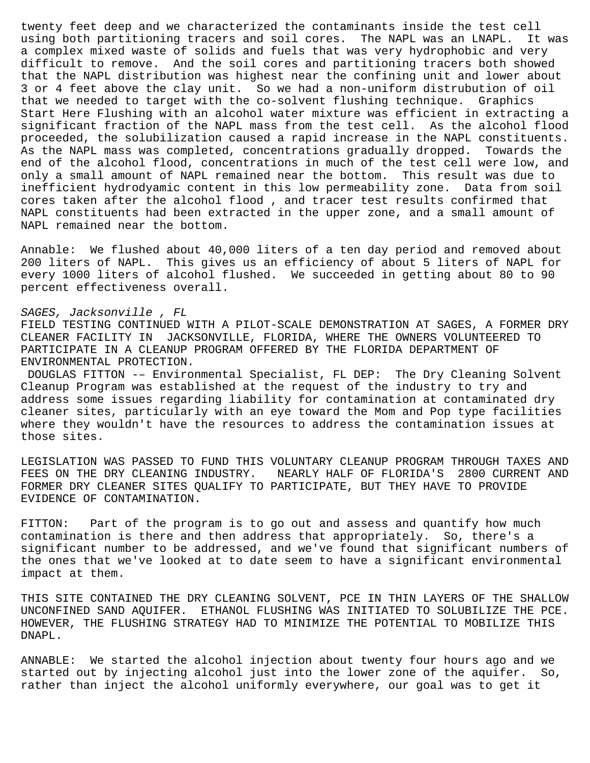twenty feet deep and we characterized the contaminants inside the test cell using both partitioning tracers and soil cores. The NAPL was an LNAPL. It was a complex mixed waste of solids and fuels that was very hydrophobic and very difficult to remove. And the soil cores and partitioning tracers both showed that the NAPL distribution was highest near the confining unit and lower about 3 or 4 feet above the clay unit. So we had a non-uniform distrubution of oil that we needed to target with the co-solvent flushing technique. Graphics Start Here Flushing with an alcohol water mixture was efficient in extracting a significant fraction of the NAPL mass from the test cell. As the alcohol flood proceeded, the solubilization caused a rapid increase in the NAPL constituents. As the NAPL mass was completed, concentrations gradually dropped. Towards the end of the alcohol flood, concentrations in much of the test cell were low, and only a small amount of NAPL remained near the bottom. This result was due to inefficient hydrodyamic content in this low permeability zone. Data from soil cores taken after the alcohol flood , and tracer test results confirmed that NAPL constituents had been extracted in the upper zone, and a small amount of NAPL remained near the bottom.

Annable: We flushed about 40,000 liters of a ten day period and removed about 200 liters of NAPL. This gives us an efficiency of about 5 liters of NAPL for every 1000 liters of alcohol flushed. We succeeded in getting about 80 to 90 percent effectiveness overall.

*SAGES, Jacksonville , FL*

FIELD TESTING CONTINUED WITH A PILOT-SCALE DEMONSTRATION AT SAGES, A FORMER DRY CLEANER FACILITY IN JACKSONVILLE, FLORIDA, WHERE THE OWNERS VOLUNTEERED TO PARTICIPATE IN A CLEANUP PROGRAM OFFERED BY THE FLORIDA DEPARTMENT OF ENVIRONMENTAL PROTECTION.

DOUGLAS FITTON -– Environmental Specialist, FL DEP: The Dry Cleaning Solvent Cleanup Program was established at the request of the industry to try and address some issues regarding liability for contamination at contaminated dry cleaner sites, particularly with an eye toward the Mom and Pop type facilities where they wouldn't have the resources to address the contamination issues at those sites.

LEGISLATION WAS PASSED TO FUND THIS VOLUNTARY CLEANUP PROGRAM THROUGH TAXES AND FEES ON THE DRY CLEANING INDUSTRY. NEARLY HALF OF FLORIDA'S 2800 CURRENT AND FORMER DRY CLEANER SITES QUALIFY TO PARTICIPATE, BUT THEY HAVE TO PROVIDE EVIDENCE OF CONTAMINATION.

FITTON: Part of the program is to go out and assess and quantify how much contamination is there and then address that appropriately. So, there's a significant number to be addressed, and we've found that significant numbers of the ones that we've looked at to date seem to have a significant environmental impact at them.

THIS SITE CONTAINED THE DRY CLEANING SOLVENT, PCE IN THIN LAYERS OF THE SHALLOW UNCONFINED SAND AQUIFER. ETHANOL FLUSHING WAS INITIATED TO SOLUBILIZE THE PCE. HOWEVER, THE FLUSHING STRATEGY HAD TO MINIMIZE THE POTENTIAL TO MOBILIZE THIS DNAPL.

ANNABLE: We started the alcohol injection about twenty four hours ago and we started out by injecting alcohol just into the lower zone of the aquifer. So, rather than inject the alcohol uniformly everywhere, our goal was to get it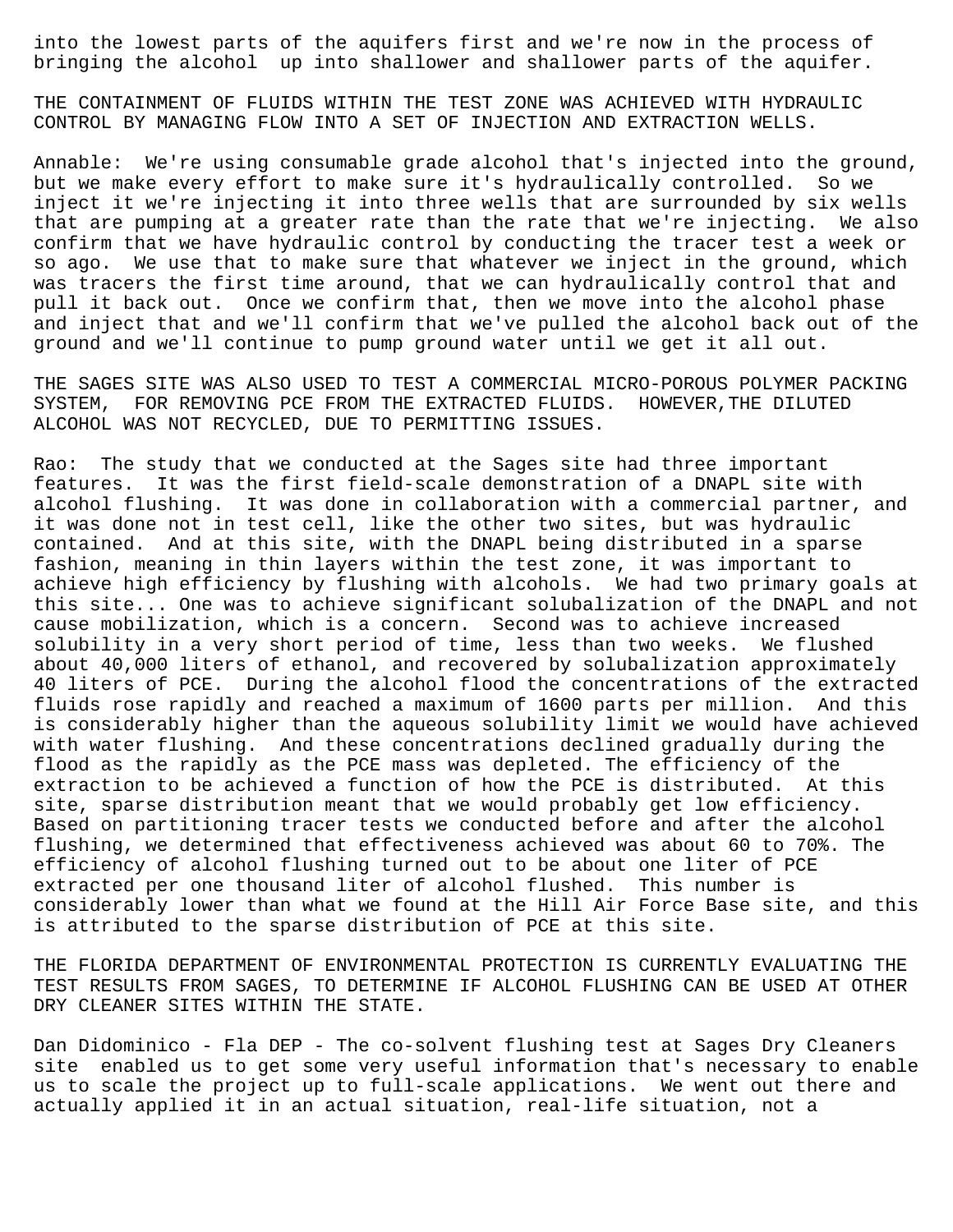into the lowest parts of the aquifers first and we're now in the process of bringing the alcohol up into shallower and shallower parts of the aquifer.

THE CONTAINMENT OF FLUIDS WITHIN THE TEST ZONE WAS ACHIEVED WITH HYDRAULIC CONTROL BY MANAGING FLOW INTO A SET OF INJECTION AND EXTRACTION WELLS.

Annable: We're using consumable grade alcohol that's injected into the ground, but we make every effort to make sure it's hydraulically controlled. So we inject it we're injecting it into three wells that are surrounded by six wells that are pumping at a greater rate than the rate that we're injecting. We also confirm that we have hydraulic control by conducting the tracer test a week or so ago. We use that to make sure that whatever we inject in the ground, which was tracers the first time around, that we can hydraulically control that and pull it back out. Once we confirm that, then we move into the alcohol phase and inject that and we'll confirm that we've pulled the alcohol back out of the ground and we'll continue to pump ground water until we get it all out.

THE SAGES SITE WAS ALSO USED TO TEST A COMMERCIAL MICRO-POROUS POLYMER PACKING SYSTEM, FOR REMOVING PCE FROM THE EXTRACTED FLUIDS. HOWEVER,THE DILUTED ALCOHOL WAS NOT RECYCLED, DUE TO PERMITTING ISSUES.

Rao: The study that we conducted at the Sages site had three important features. It was the first field-scale demonstration of a DNAPL site with alcohol flushing. It was done in collaboration with a commercial partner, and it was done not in test cell, like the other two sites, but was hydraulic contained. And at this site, with the DNAPL being distributed in a sparse fashion, meaning in thin layers within the test zone, it was important to achieve high efficiency by flushing with alcohols. We had two primary goals at this site... One was to achieve significant solubalization of the DNAPL and not cause mobilization, which is a concern. Second was to achieve increased solubility in a very short period of time, less than two weeks. We flushed about 40,000 liters of ethanol, and recovered by solubalization approximately 40 liters of PCE. During the alcohol flood the concentrations of the extracted fluids rose rapidly and reached a maximum of 1600 parts per million. And this is considerably higher than the aqueous solubility limit we would have achieved with water flushing. And these concentrations declined gradually during the flood as the rapidly as the PCE mass was depleted. The efficiency of the extraction to be achieved a function of how the PCE is distributed. At this site, sparse distribution meant that we would probably get low efficiency. Based on partitioning tracer tests we conducted before and after the alcohol flushing, we determined that effectiveness achieved was about 60 to 70%. The efficiency of alcohol flushing turned out to be about one liter of PCE extracted per one thousand liter of alcohol flushed. This number is considerably lower than what we found at the Hill Air Force Base site, and this is attributed to the sparse distribution of PCE at this site.

THE FLORIDA DEPARTMENT OF ENVIRONMENTAL PROTECTION IS CURRENTLY EVALUATING THE TEST RESULTS FROM SAGES, TO DETERMINE IF ALCOHOL FLUSHING CAN BE USED AT OTHER DRY CLEANER SITES WITHIN THE STATE.

Dan Didominico - Fla DEP - The co-solvent flushing test at Sages Dry Cleaners site enabled us to get some very useful information that's necessary to enable us to scale the project up to full-scale applications. We went out there and actually applied it in an actual situation, real-life situation, not a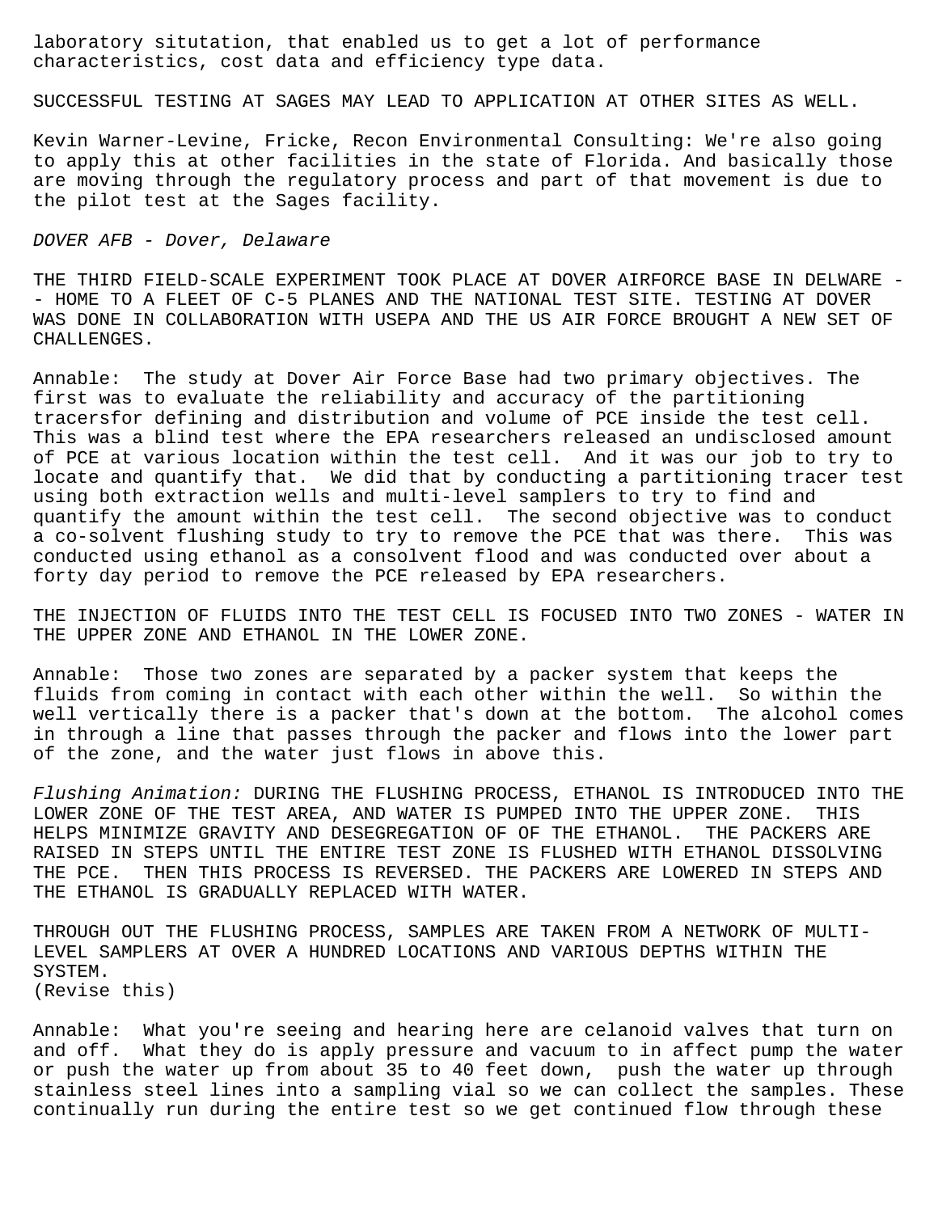laboratory situtation, that enabled us to get a lot of performance characteristics, cost data and efficiency type data.

SUCCESSFUL TESTING AT SAGES MAY LEAD TO APPLICATION AT OTHER SITES AS WELL.

Kevin Warner-Levine, Fricke, Recon Environmental Consulting: We're also going to apply this at other facilities in the state of Florida. And basically those are moving through the regulatory process and part of that movement is due to the pilot test at the Sages facility.

*DOVER AFB - Dover, Delaware*

THE THIRD FIELD-SCALE EXPERIMENT TOOK PLACE AT DOVER AIRFORCE BASE IN DELWARE -- HOME TO A FLEET OF C-5 PLANES AND THE NATIONAL TEST SITE. TESTING AT DOVER WAS DONE IN COLLABORATION WITH USEPA AND THE US AIR FORCE BROUGHT A NEW SET OF CHALLENGES.

Annable: The study at Dover Air Force Base had two primary objectives. The first was to evaluate the reliability and accuracy of the partitioning tracersfor defining and distribution and volume of PCE inside the test cell. This was a blind test where the EPA researchers released an undisclosed amount of PCE at various location within the test cell. And it was our job to try to locate and quantify that. We did that by conducting a partitioning tracer test using both extraction wells and multi-level samplers to try to find and quantify the amount within the test cell. The second objective was to conduct a co-solvent flushing study to try to remove the PCE that was there. This was conducted using ethanol as a consolvent flood and was conducted over about a forty day period to remove the PCE released by EPA researchers.

THE INJECTION OF FLUIDS INTO THE TEST CELL IS FOCUSED INTO TWO ZONES - WATER IN THE UPPER ZONE AND ETHANOL IN THE LOWER ZONE.

Annable: Those two zones are separated by a packer system that keeps the fluids from coming in contact with each other within the well. So within the well vertically there is a packer that's down at the bottom. The alcohol comes in through a line that passes through the packer and flows into the lower part of the zone, and the water just flows in above this.

*Flushing Animation:* DURING THE FLUSHING PROCESS, ETHANOL IS INTRODUCED INTO THE LOWER ZONE OF THE TEST AREA, AND WATER IS PUMPED INTO THE UPPER ZONE. THIS HELPS MINIMIZE GRAVITY AND DESEGREGATION OF OF THE ETHANOL. THE PACKERS ARE RAISED IN STEPS UNTIL THE ENTIRE TEST ZONE IS FLUSHED WITH ETHANOL DISSOLVING THE PCE. THEN THIS PROCESS IS REVERSED. THE PACKERS ARE LOWERED IN STEPS AND THE ETHANOL IS GRADUALLY REPLACED WITH WATER.

THROUGH OUT THE FLUSHING PROCESS, SAMPLES ARE TAKEN FROM A NETWORK OF MULTI-LEVEL SAMPLERS AT OVER A HUNDRED LOCATIONS AND VARIOUS DEPTHS WITHIN THE SYSTEM.
(Revise this)

Annable: What you're seeing and hearing here are celanoid valves that turn on and off. What they do is apply pressure and vacuum to in affect pump the water or push the water up from about 35 to 40 feet down, push the water up through stainless steel lines into a sampling vial so we can collect the samples. These continually run during the entire test so we get continued flow through these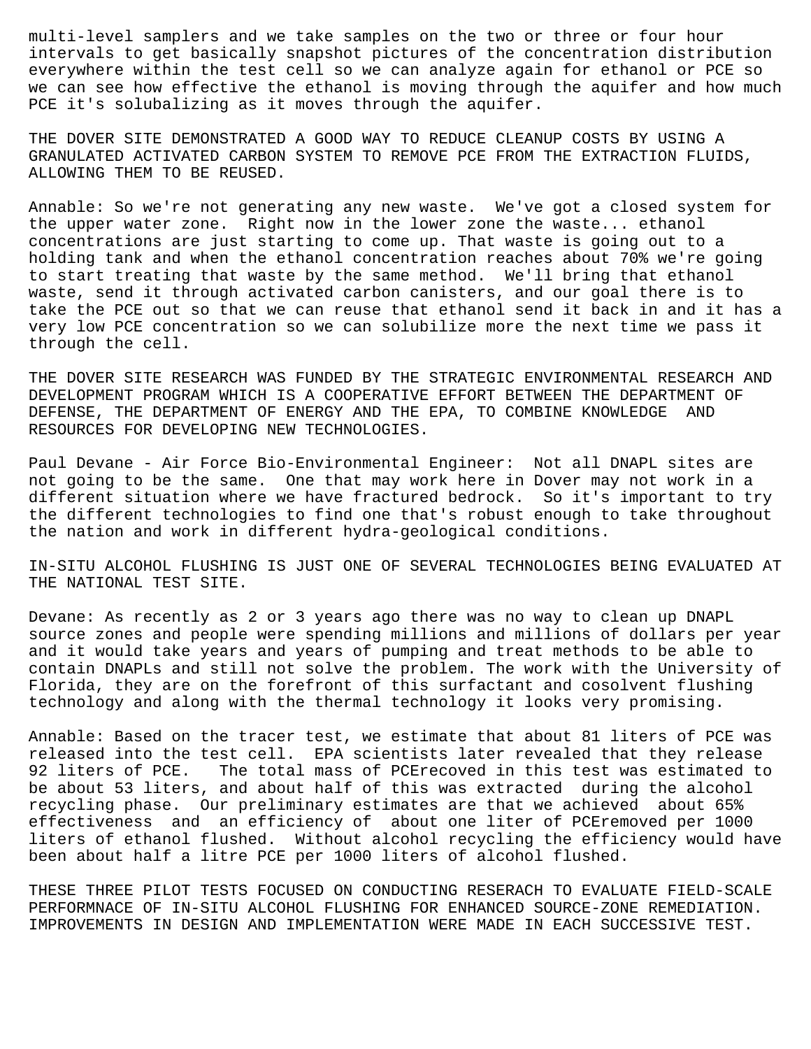multi-level samplers and we take samples on the two or three or four hour intervals to get basically snapshot pictures of the concentration distribution everywhere within the test cell so we can analyze again for ethanol or PCE so we can see how effective the ethanol is moving through the aquifer and how much PCE it's solubalizing as it moves through the aquifer.

THE DOVER SITE DEMONSTRATED A GOOD WAY TO REDUCE CLEANUP COSTS BY USING A GRANULATED ACTIVATED CARBON SYSTEM TO REMOVE PCE FROM THE EXTRACTION FLUIDS, ALLOWING THEM TO BE REUSED.

Annable: So we're not generating any new waste. We've got a closed system for the upper water zone. Right now in the lower zone the waste... ethanol concentrations are just starting to come up. That waste is going out to a holding tank and when the ethanol concentration reaches about 70% we're going to start treating that waste by the same method. We'll bring that ethanol waste, send it through activated carbon canisters, and our goal there is to take the PCE out so that we can reuse that ethanol send it back in and it has a very low PCE concentration so we can solubilize more the next time we pass it through the cell.

THE DOVER SITE RESEARCH WAS FUNDED BY THE STRATEGIC ENVIRONMENTAL RESEARCH AND DEVELOPMENT PROGRAM WHICH IS A COOPERATIVE EFFORT BETWEEN THE DEPARTMENT OF DEFENSE, THE DEPARTMENT OF ENERGY AND THE EPA, TO COMBINE KNOWLEDGE AND RESOURCES FOR DEVELOPING NEW TECHNOLOGIES.

Paul Devane - Air Force Bio-Environmental Engineer: Not all DNAPL sites are not going to be the same. One that may work here in Dover may not work in a different situation where we have fractured bedrock. So it's important to try the different technologies to find one that's robust enough to take throughout the nation and work in different hydra-geological conditions.

IN-SITU ALCOHOL FLUSHING IS JUST ONE OF SEVERAL TECHNOLOGIES BEING EVALUATED AT THE NATIONAL TEST SITE.

Devane: As recently as 2 or 3 years ago there was no way to clean up DNAPL source zones and people were spending millions and millions of dollars per year and it would take years and years of pumping and treat methods to be able to contain DNAPLs and still not solve the problem. The work with the University of Florida, they are on the forefront of this surfactant and cosolvent flushing technology and along with the thermal technology it looks very promising.

Annable: Based on the tracer test, we estimate that about 81 liters of PCE was released into the test cell. EPA scientists later revealed that they release 92 liters of PCE. The total mass of PCErecoved in this test was estimated to be about 53 liters, and about half of this was extracted during the alcohol recycling phase. Our preliminary estimates are that we achieved about 65% effectiveness and an efficiency of about one liter of PCEremoved per 1000 liters of ethanol flushed. Without alcohol recycling the efficiency would have been about half a litre PCE per 1000 liters of alcohol flushed.

THESE THREE PILOT TESTS FOCUSED ON CONDUCTING RESERACH TO EVALUATE FIELD-SCALE PERFORMNACE OF IN-SITU ALCOHOL FLUSHING FOR ENHANCED SOURCE-ZONE REMEDIATION. IMPROVEMENTS IN DESIGN AND IMPLEMENTATION WERE MADE IN EACH SUCCESSIVE TEST.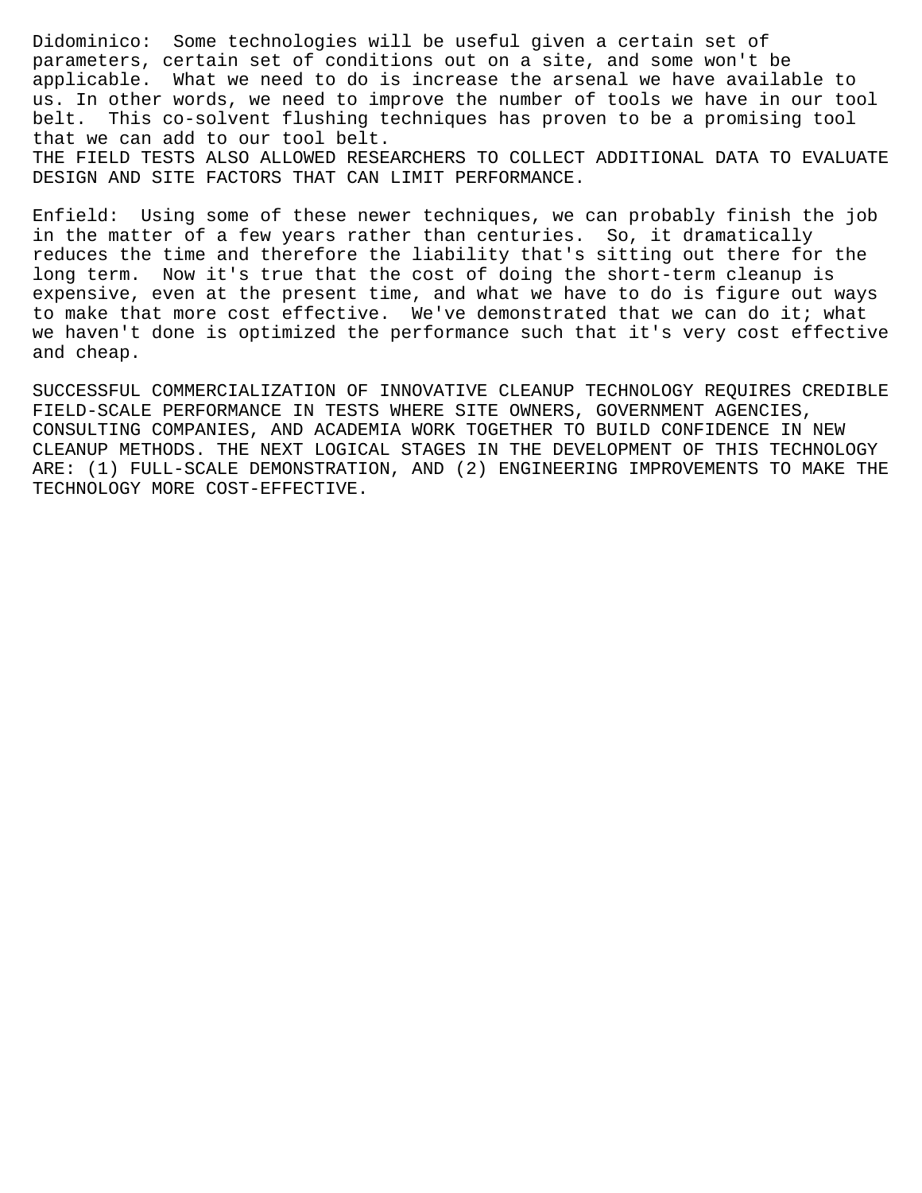Didominico: Some technologies will be useful given a certain set of parameters, certain set of conditions out on a site, and some won't be applicable. What we need to do is increase the arsenal we have available to us. In other words, we need to improve the number of tools we have in our tool belt. This co-solvent flushing techniques has proven to be a promising tool that we can add to our tool belt.
THE FIELD TESTS ALSO ALLOWED RESEARCHERS TO COLLECT ADDITIONAL DATA TO EVALUATE DESIGN AND SITE FACTORS THAT CAN LIMIT PERFORMANCE.

Enfield: Using some of these newer techniques, we can probably finish the job in the matter of a few years rather than centuries. So, it dramatically reduces the time and therefore the liability that's sitting out there for the long term. Now it's true that the cost of doing the short-term cleanup is expensive, even at the present time, and what we have to do is figure out ways to make that more cost effective. We've demonstrated that we can do it; what we haven't done is optimized the performance such that it's very cost effective and cheap.

SUCCESSFUL COMMERCIALIZATION OF INNOVATIVE CLEANUP TECHNOLOGY REQUIRES CREDIBLE FIELD-SCALE PERFORMANCE IN TESTS WHERE SITE OWNERS, GOVERNMENT AGENCIES, CONSULTING COMPANIES, AND ACADEMIA WORK TOGETHER TO BUILD CONFIDENCE IN NEW CLEANUP METHODS. THE NEXT LOGICAL STAGES IN THE DEVELOPMENT OF THIS TECHNOLOGY ARE: (1) FULL-SCALE DEMONSTRATION, AND (2) ENGINEERING IMPROVEMENTS TO MAKE THE TECHNOLOGY MORE COST-EFFECTIVE.